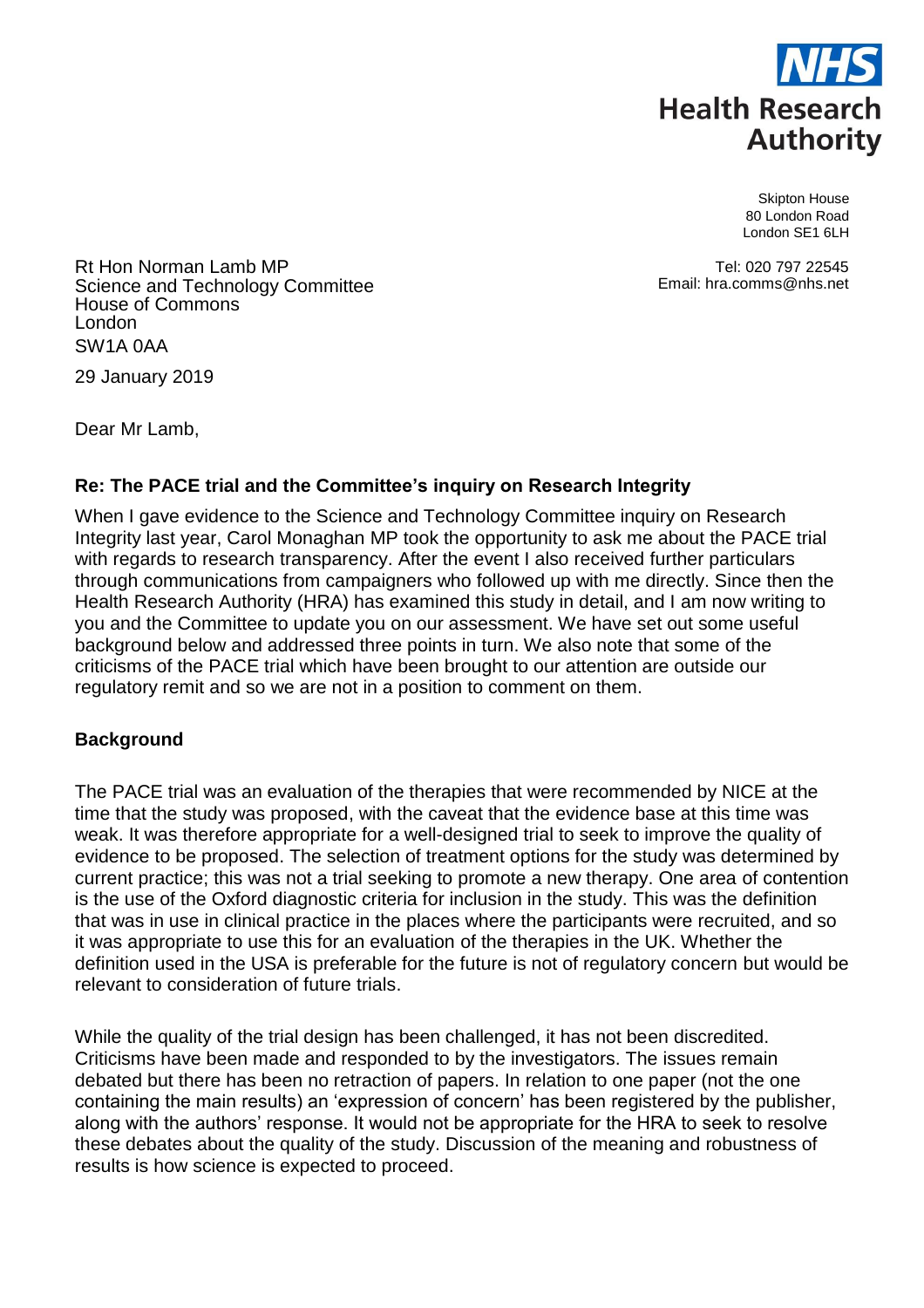NHS
**Health Research Authority**

Skipton House
80 London Road
London SE1 6LH

Tel: 020 797 22545
Email: hra.comms@nhs.net

Rt Hon Norman Lamb MP
Science and Technology Committee
House of Commons
London
SW1A 0AA

29 January 2019

Dear Mr Lamb,

**Re: The PACE trial and the Committee's inquiry on Research Integrity**

When I gave evidence to the Science and Technology Committee inquiry on Research Integrity last year, Carol Monaghan MP took the opportunity to ask me about the PACE trial with regards to research transparency. After the event I also received further particulars through communications from campaigners who followed up with me directly. Since then the Health Research Authority (HRA) has examined this study in detail, and I am now writing to you and the Committee to update you on our assessment. We have set out some useful background below and addressed three points in turn. We also note that some of the criticisms of the PACE trial which have been brought to our attention are outside our regulatory remit and so we are not in a position to comment on them.

**Background**

The PACE trial was an evaluation of the therapies that were recommended by NICE at the time that the study was proposed, with the caveat that the evidence base at this time was weak. It was therefore appropriate for a well-designed trial to seek to improve the quality of evidence to be proposed. The selection of treatment options for the study was determined by current practice; this was not a trial seeking to promote a new therapy. One area of contention is the use of the Oxford diagnostic criteria for inclusion in the study. This was the definition that was in use in clinical practice in the places where the participants were recruited, and so it was appropriate to use this for an evaluation of the therapies in the UK. Whether the definition used in the USA is preferable for the future is not of regulatory concern but would be relevant to consideration of future trials.

While the quality of the trial design has been challenged, it has not been discredited. Criticisms have been made and responded to by the investigators. The issues remain debated but there has been no retraction of papers. In relation to one paper (not the one containing the main results) an 'expression of concern' has been registered by the publisher, along with the authors' response. It would not be appropriate for the HRA to seek to resolve these debates about the quality of the study. Discussion of the meaning and robustness of results is how science is expected to proceed.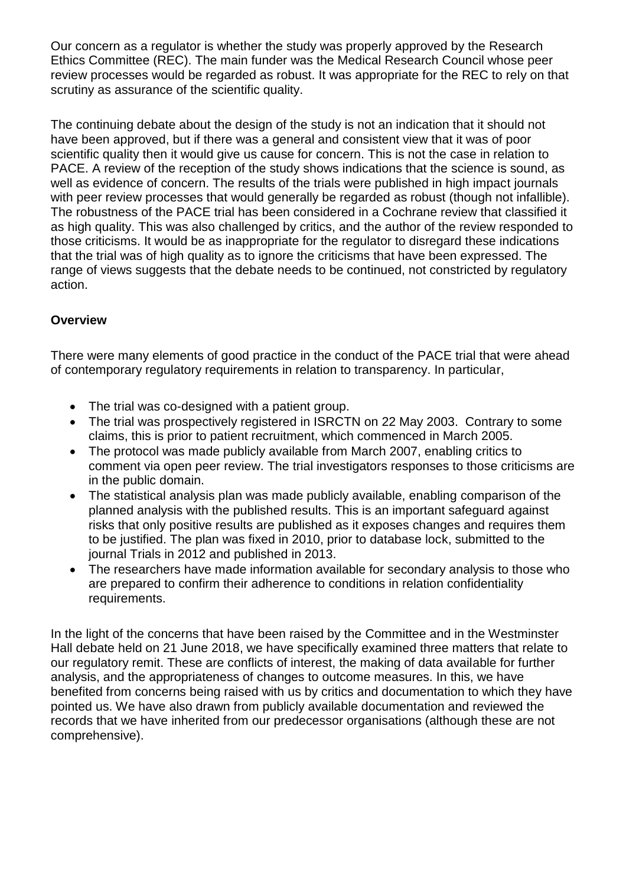Our concern as a regulator is whether the study was properly approved by the Research Ethics Committee (REC). The main funder was the Medical Research Council whose peer review processes would be regarded as robust. It was appropriate for the REC to rely on that scrutiny as assurance of the scientific quality.

The continuing debate about the design of the study is not an indication that it should not have been approved, but if there was a general and consistent view that it was of poor scientific quality then it would give us cause for concern. This is not the case in relation to PACE. A review of the reception of the study shows indications that the science is sound, as well as evidence of concern. The results of the trials were published in high impact journals with peer review processes that would generally be regarded as robust (though not infallible). The robustness of the PACE trial has been considered in a Cochrane review that classified it as high quality. This was also challenged by critics, and the author of the review responded to those criticisms. It would be as inappropriate for the regulator to disregard these indications that the trial was of high quality as to ignore the criticisms that have been expressed. The range of views suggests that the debate needs to be continued, not constricted by regulatory action.

**Overview**

There were many elements of good practice in the conduct of the PACE trial that were ahead of contemporary regulatory requirements in relation to transparency. In particular,

- The trial was co-designed with a patient group.
- The trial was prospectively registered in ISRCTN on 22 May 2003. Contrary to some claims, this is prior to patient recruitment, which commenced in March 2005.
- The protocol was made publicly available from March 2007, enabling critics to comment via open peer review. The trial investigators responses to those criticisms are in the public domain.
- The statistical analysis plan was made publicly available, enabling comparison of the planned analysis with the published results. This is an important safeguard against risks that only positive results are published as it exposes changes and requires them to be justified. The plan was fixed in 2010, prior to database lock, submitted to the journal Trials in 2012 and published in 2013.
- The researchers have made information available for secondary analysis to those who are prepared to confirm their adherence to conditions in relation confidentiality requirements.

In the light of the concerns that have been raised by the Committee and in the Westminster Hall debate held on 21 June 2018, we have specifically examined three matters that relate to our regulatory remit. These are conflicts of interest, the making of data available for further analysis, and the appropriateness of changes to outcome measures. In this, we have benefited from concerns being raised with us by critics and documentation to which they have pointed us. We have also drawn from publicly available documentation and reviewed the records that we have inherited from our predecessor organisations (although these are not comprehensive).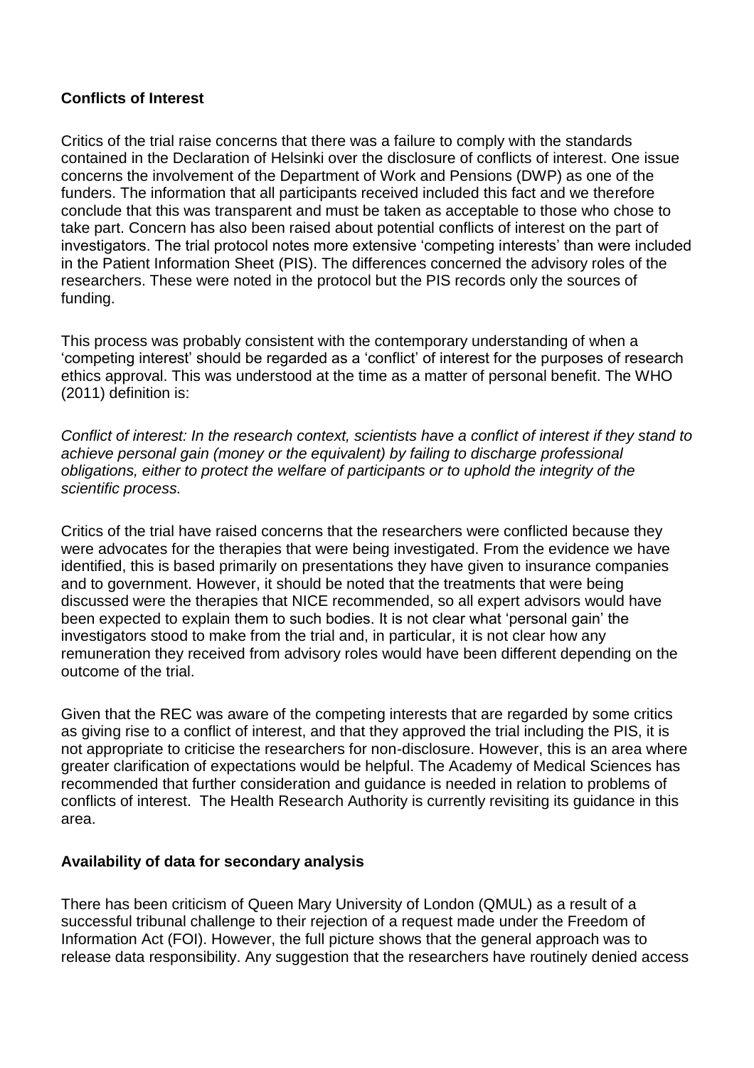**Conflicts of Interest**

Critics of the trial raise concerns that there was a failure to comply with the standards contained in the Declaration of Helsinki over the disclosure of conflicts of interest. One issue concerns the involvement of the Department of Work and Pensions (DWP) as one of the funders. The information that all participants received included this fact and we therefore conclude that this was transparent and must be taken as acceptable to those who chose to take part. Concern has also been raised about potential conflicts of interest on the part of investigators. The trial protocol notes more extensive 'competing interests' than were included in the Patient Information Sheet (PIS). The differences concerned the advisory roles of the researchers. These were noted in the protocol but the PIS records only the sources of funding.

This process was probably consistent with the contemporary understanding of when a 'competing interest' should be regarded as a 'conflict' of interest for the purposes of research ethics approval. This was understood at the time as a matter of personal benefit. The WHO (2011) definition is:

*Conflict of interest: In the research context, scientists have a conflict of interest if they stand to achieve personal gain (money or the equivalent) by failing to discharge professional obligations, either to protect the welfare of participants or to uphold the integrity of the scientific process.*

Critics of the trial have raised concerns that the researchers were conflicted because they were advocates for the therapies that were being investigated. From the evidence we have identified, this is based primarily on presentations they have given to insurance companies and to government. However, it should be noted that the treatments that were being discussed were the therapies that NICE recommended, so all expert advisors would have been expected to explain them to such bodies. It is not clear what 'personal gain' the investigators stood to make from the trial and, in particular, it is not clear how any remuneration they received from advisory roles would have been different depending on the outcome of the trial.

Given that the REC was aware of the competing interests that are regarded by some critics as giving rise to a conflict of interest, and that they approved the trial including the PIS, it is not appropriate to criticise the researchers for non-disclosure. However, this is an area where greater clarification of expectations would be helpful. The Academy of Medical Sciences has recommended that further consideration and guidance is needed in relation to problems of conflicts of interest. The Health Research Authority is currently revisiting its guidance in this area.

**Availability of data for secondary analysis**

There has been criticism of Queen Mary University of London (QMUL) as a result of a successful tribunal challenge to their rejection of a request made under the Freedom of Information Act (FOI). However, the full picture shows that the general approach was to release data responsibility. Any suggestion that the researchers have routinely denied access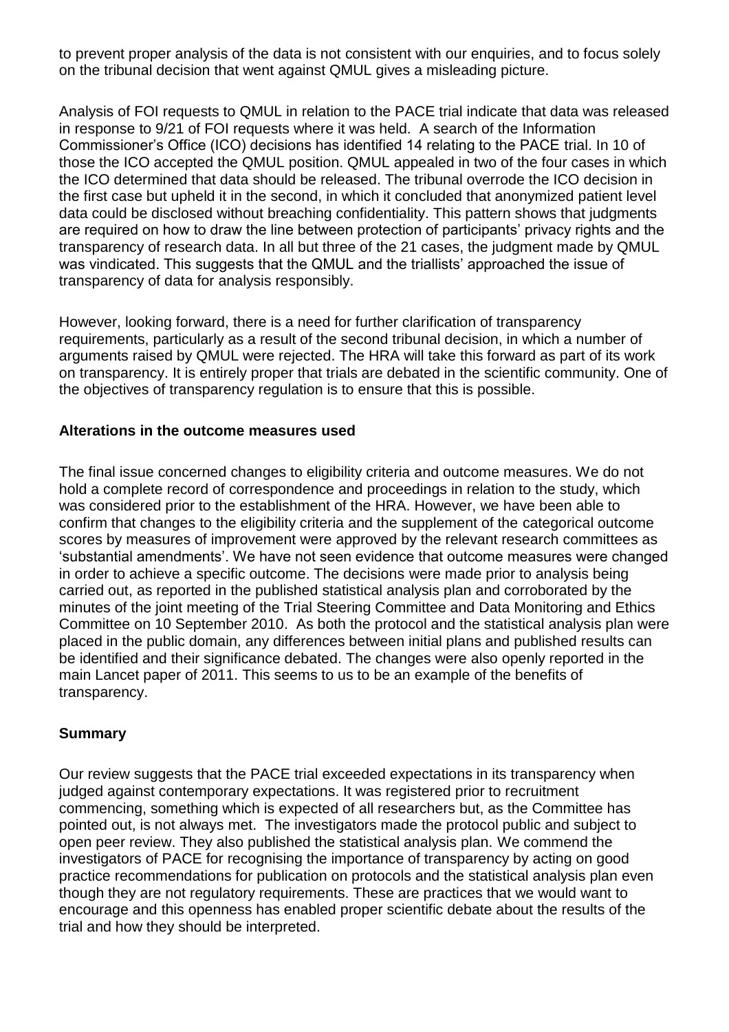to prevent proper analysis of the data is not consistent with our enquiries, and to focus solely on the tribunal decision that went against QMUL gives a misleading picture.

Analysis of FOI requests to QMUL in relation to the PACE trial indicate that data was released in response to 9/21 of FOI requests where it was held. A search of the Information Commissioner's Office (ICO) decisions has identified 14 relating to the PACE trial. In 10 of those the ICO accepted the QMUL position. QMUL appealed in two of the four cases in which the ICO determined that data should be released. The tribunal overrode the ICO decision in the first case but upheld it in the second, in which it concluded that anonymized patient level data could be disclosed without breaching confidentiality. This pattern shows that judgments are required on how to draw the line between protection of participants' privacy rights and the transparency of research data. In all but three of the 21 cases, the judgment made by QMUL was vindicated. This suggests that the QMUL and the triallists' approached the issue of transparency of data for analysis responsibly.

However, looking forward, there is a need for further clarification of transparency requirements, particularly as a result of the second tribunal decision, in which a number of arguments raised by QMUL were rejected. The HRA will take this forward as part of its work on transparency. It is entirely proper that trials are debated in the scientific community. One of the objectives of transparency regulation is to ensure that this is possible.

## Alterations in the outcome measures used

The final issue concerned changes to eligibility criteria and outcome measures. We do not hold a complete record of correspondence and proceedings in relation to the study, which was considered prior to the establishment of the HRA. However, we have been able to confirm that changes to the eligibility criteria and the supplement of the categorical outcome scores by measures of improvement were approved by the relevant research committees as 'substantial amendments'. We have not seen evidence that outcome measures were changed in order to achieve a specific outcome. The decisions were made prior to analysis being carried out, as reported in the published statistical analysis plan and corroborated by the minutes of the joint meeting of the Trial Steering Committee and Data Monitoring and Ethics Committee on 10 September 2010. As both the protocol and the statistical analysis plan were placed in the public domain, any differences between initial plans and published results can be identified and their significance debated. The changes were also openly reported in the main Lancet paper of 2011. This seems to us to be an example of the benefits of transparency.

## Summary

Our review suggests that the PACE trial exceeded expectations in its transparency when judged against contemporary expectations. It was registered prior to recruitment commencing, something which is expected of all researchers but, as the Committee has pointed out, is not always met. The investigators made the protocol public and subject to open peer review. They also published the statistical analysis plan. We commend the investigators of PACE for recognising the importance of transparency by acting on good practice recommendations for publication on protocols and the statistical analysis plan even though they are not regulatory requirements. These are practices that we would want to encourage and this openness has enabled proper scientific debate about the results of the trial and how they should be interpreted.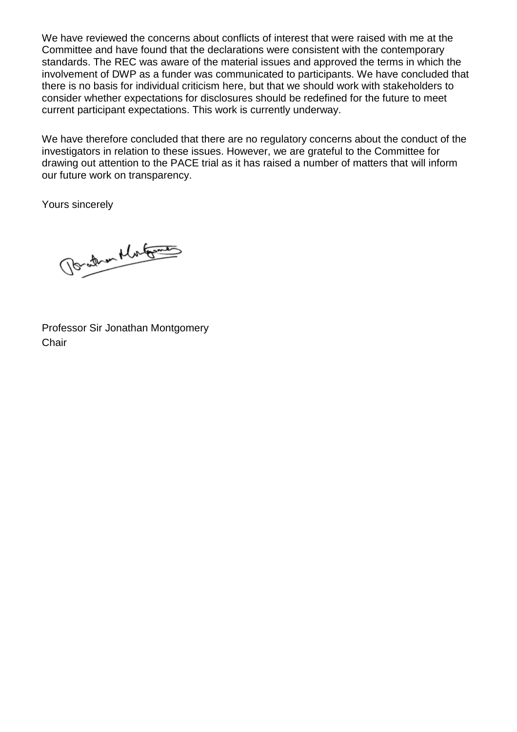We have reviewed the concerns about conflicts of interest that were raised with me at the Committee and have found that the declarations were consistent with the contemporary standards. The REC was aware of the material issues and approved the terms in which the involvement of DWP as a funder was communicated to participants. We have concluded that there is no basis for individual criticism here, but that we should work with stakeholders to consider whether expectations for disclosures should be redefined for the future to meet current participant expectations. This work is currently underway.

We have therefore concluded that there are no regulatory concerns about the conduct of the investigators in relation to these issues. However, we are grateful to the Committee for drawing out attention to the PACE trial as it has raised a number of matters that will inform our future work on transparency.

Yours sincerely

Professor Sir Jonathan Montgomery
Chair